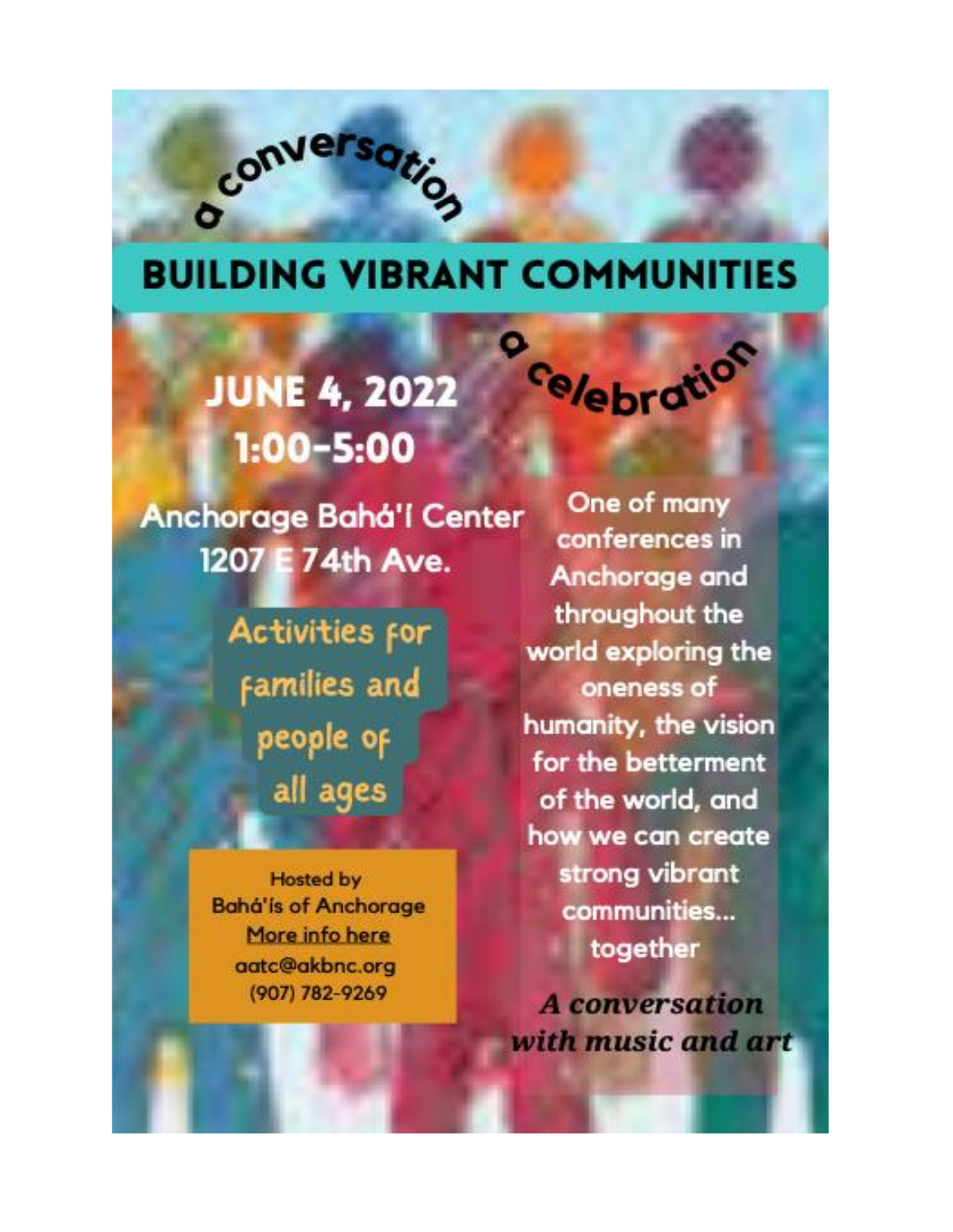a conversation

# BUILDING VIBRANT COMMUNITIES

a celebration

## JUNE 4, 2022
## 1:00-5:00

Anchorage Bahá'í Center
1207 E 74th Ave.

Activities for families and people of all ages

Hosted by
Bahá'ís of Anchorage
More info here
aatc@akbnc.org
(907) 782-9269

One of many conferences in Anchorage and throughout the world exploring the oneness of humanity, the vision for the betterment of the world, and how we can create strong vibrant communities... together

***A conversation with music and art***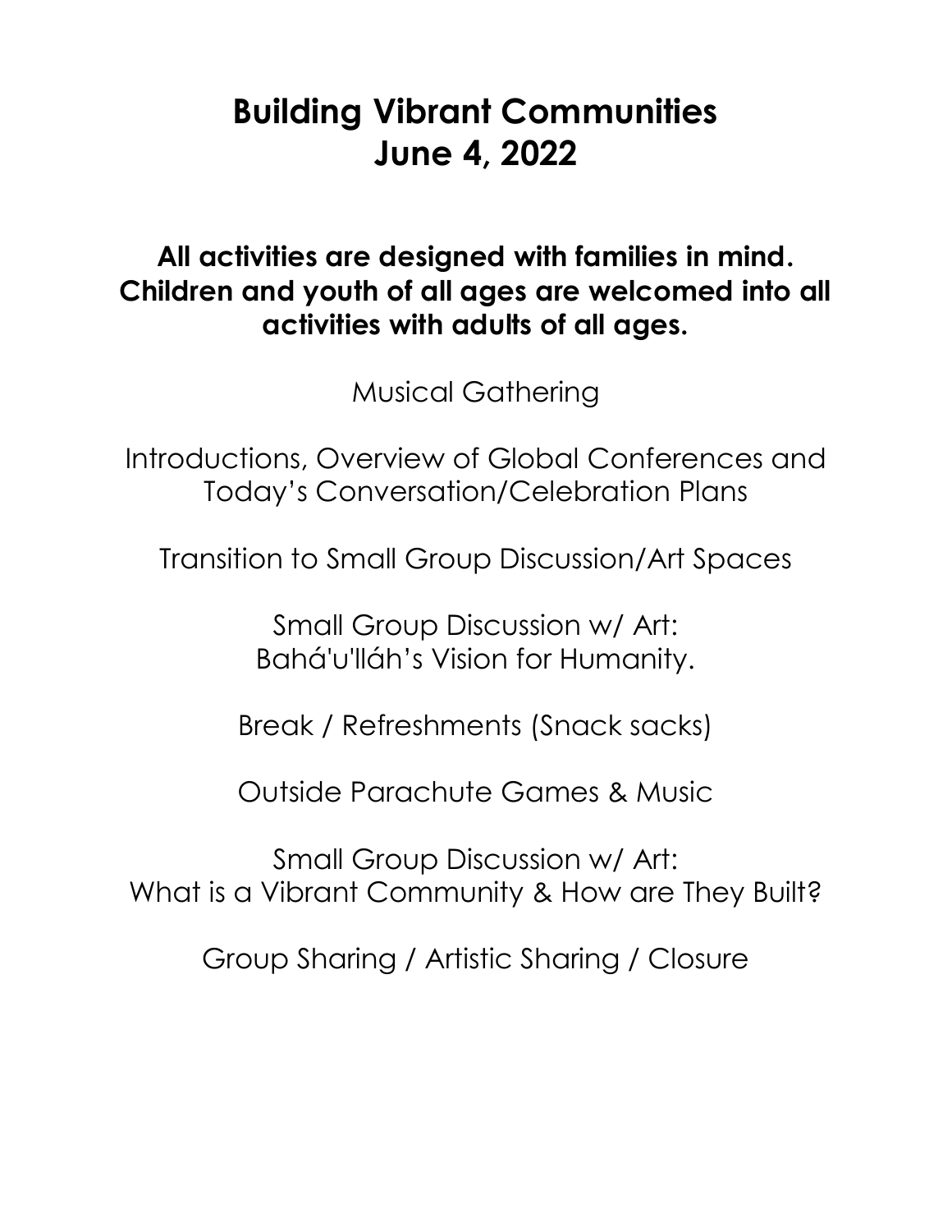# Building Vibrant Communities
# June 4, 2022

**All activities are designed with families in mind. Children and youth of all ages are welcomed into all activities with adults of all ages.**

Musical Gathering

Introductions, Overview of Global Conferences and Today's Conversation/Celebration Plans

Transition to Small Group Discussion/Art Spaces

Small Group Discussion w/ Art:
Bahá'u'lláh's Vision for Humanity.

Break / Refreshments (Snack sacks)

Outside Parachute Games & Music

Small Group Discussion w/ Art:
What is a Vibrant Community & How are They Built?

Group Sharing / Artistic Sharing / Closure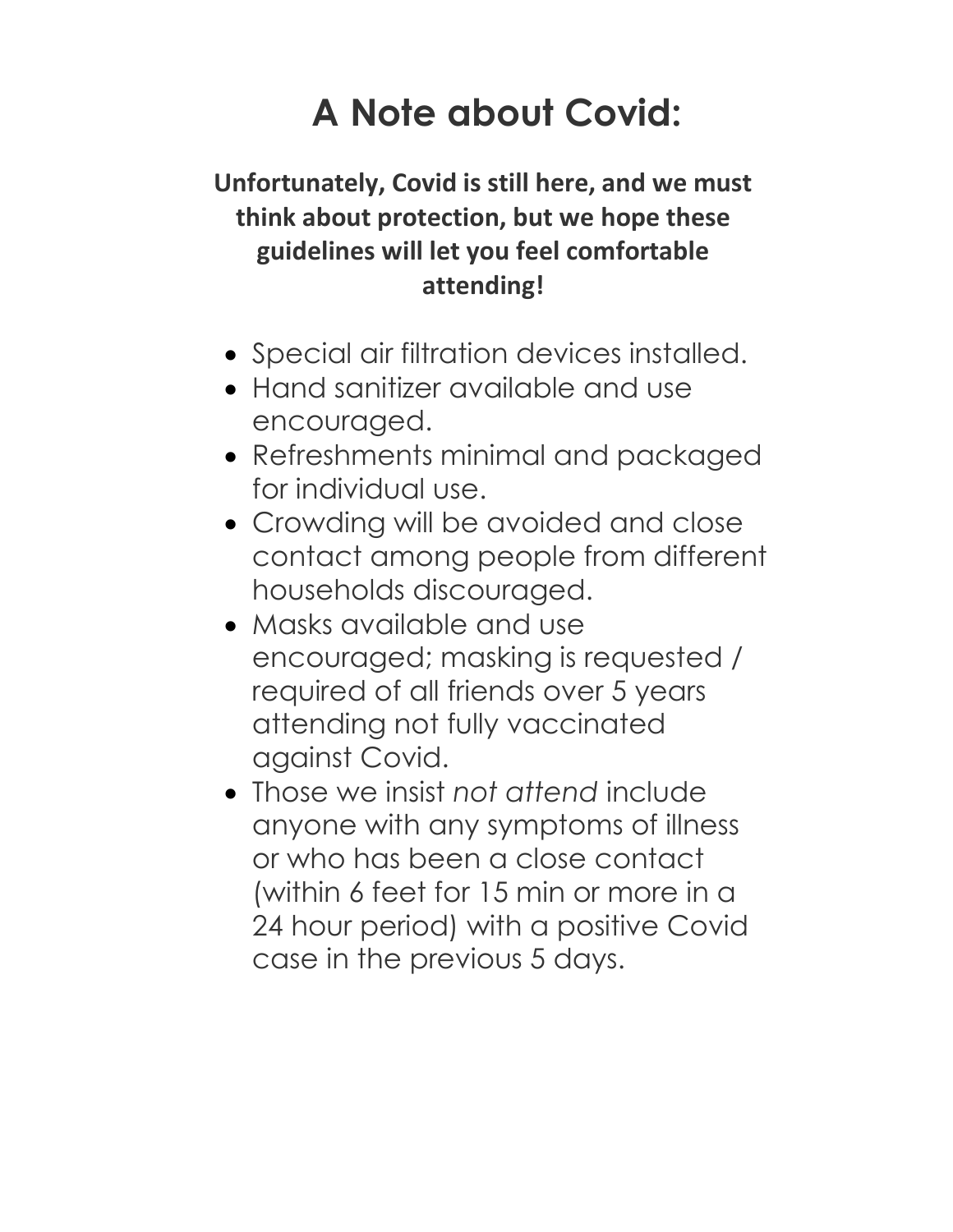# A Note about Covid:

**Unfortunately, Covid is still here, and we must think about protection, but we hope these guidelines will let you feel comfortable attending!**

- Special air filtration devices installed.
- Hand sanitizer available and use encouraged.
- Refreshments minimal and packaged for individual use.
- Crowding will be avoided and close contact among people from different households discouraged.
- Masks available and use encouraged; masking is requested / required of all friends over 5 years attending not fully vaccinated against Covid.
- Those we insist *not attend* include anyone with any symptoms of illness or who has been a close contact (within 6 feet for 15 min or more in a 24 hour period) with a positive Covid case in the previous 5 days.